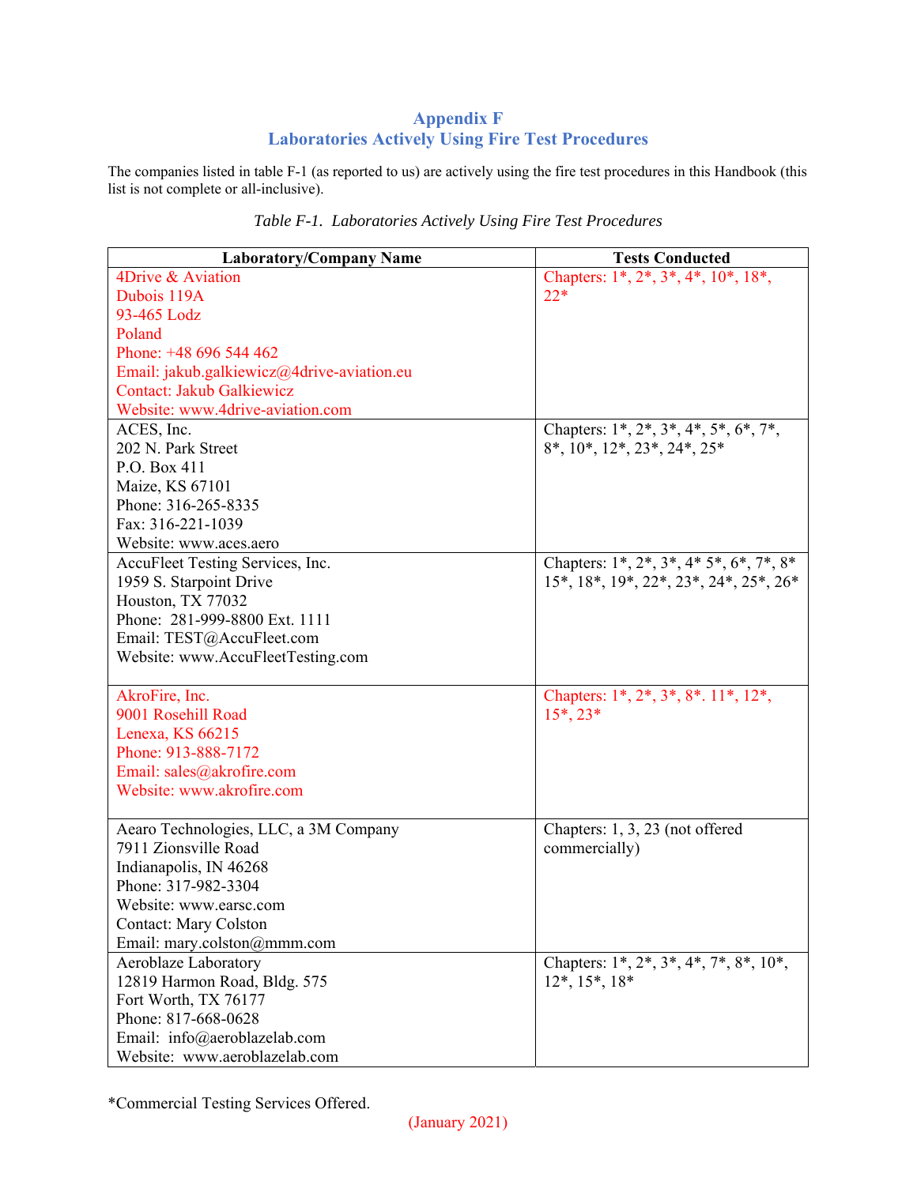# Appendix F
## Laboratories Actively Using Fire Test Procedures

The companies listed in table F-1 (as reported to us) are actively using the fire test procedures in this Handbook (this list is not complete or all-inclusive).

*Table F-1. Laboratories Actively Using Fire Test Procedures*

| Laboratory/Company Name | Tests Conducted |
|---|---|
| 4Drive & Aviation<br>Dubois 119A<br>93-465 Lodz<br>Poland<br>Phone: +48 696 544 462<br>Email: jakub.galkiewicz@4drive-aviation.eu<br>Contact: Jakub Galkiewicz<br>Website: www.4drive-aviation.com | Chapters: 1*, 2*, 3*, 4*, 10*, 18*, 22* |
| ACES, Inc.<br>202 N. Park Street<br>P.O. Box 411<br>Maize, KS 67101<br>Phone: 316-265-8335<br>Fax: 316-221-1039<br>Website: www.aces.aero | Chapters: 1*, 2*, 3*, 4*, 5*, 6*, 7*, 8*, 10*, 12*, 23*, 24*, 25* |
| AccuFleet Testing Services, Inc.<br>1959 S. Starpoint Drive<br>Houston, TX 77032<br>Phone: 281-999-8800 Ext. 1111<br>Email: TEST@AccuFleet.com<br>Website: www.AccuFleetTesting.com | Chapters: 1*, 2*, 3*, 4* 5*, 6*, 7*, 8* 15*, 18*, 19*, 22*, 23*, 24*, 25*, 26* |
| AkroFire, Inc.<br>9001 Rosehill Road<br>Lenexa, KS 66215<br>Phone: 913-888-7172<br>Email: sales@akrofire.com<br>Website: www.akrofire.com | Chapters: 1*, 2*, 3*, 8*. 11*, 12*, 15*, 23* |
| Aearo Technologies, LLC, a 3M Company<br>7911 Zionsville Road<br>Indianapolis, IN 46268<br>Phone: 317-982-3304<br>Website: www.earsc.com<br>Contact: Mary Colston<br>Email: mary.colston@mmm.com | Chapters: 1, 3, 23 (not offered commercially) |
| Aeroblaze Laboratory<br>12819 Harmon Road, Bldg. 575<br>Fort Worth, TX 76177<br>Phone: 817-668-0628<br>Email: info@aeroblazelab.com<br>Website: www.aeroblazelab.com | Chapters: 1*, 2*, 3*, 4*, 7*, 8*, 10*, 12*, 15*, 18* |

*Commercial Testing Services Offered.

(January 2021)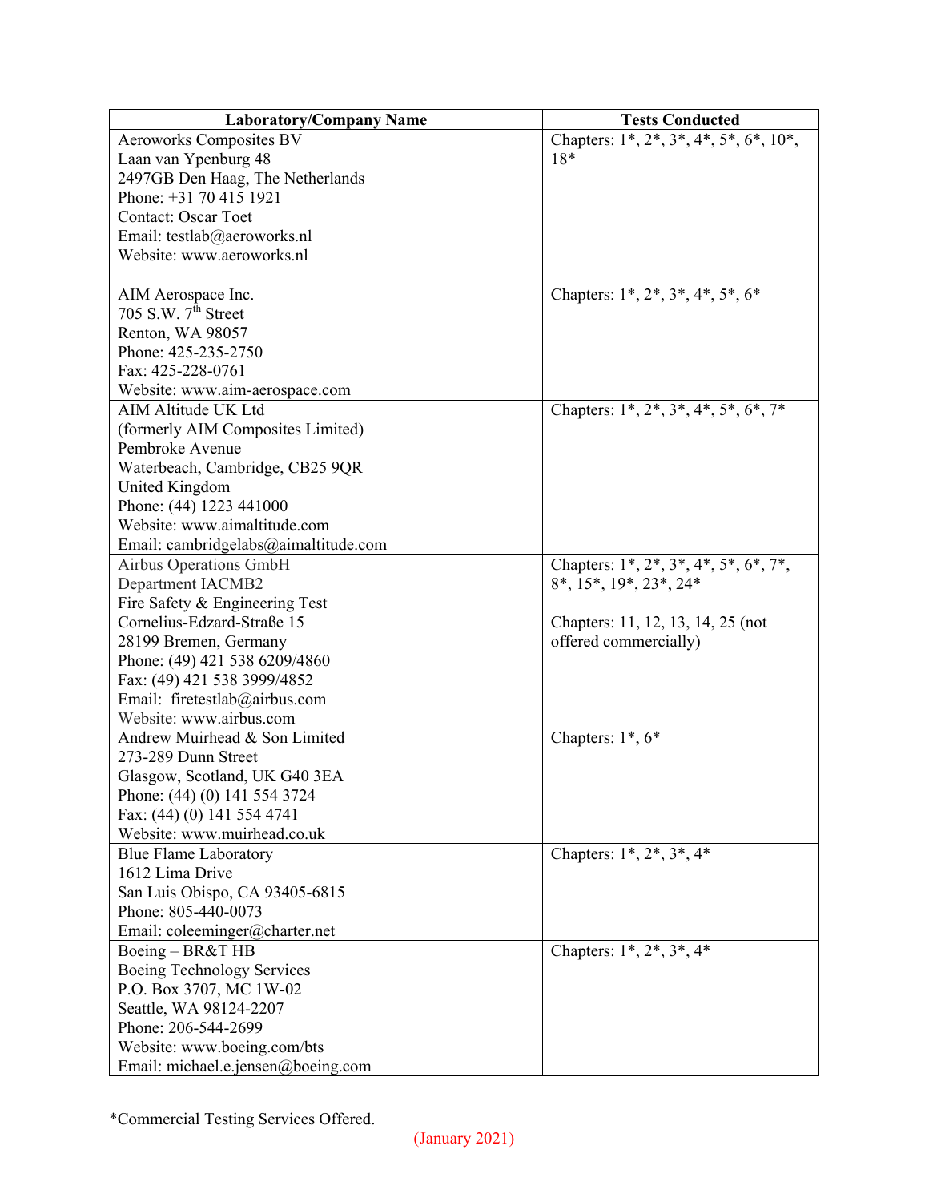| Laboratory/Company Name | Tests Conducted |
| --- | --- |
| Aeroworks Composites BV<br>Laan van Ypenburg 48<br>2497GB Den Haag, The Netherlands<br>Phone: +31 70 415 1921<br>Contact: Oscar Toet<br>Email: testlab@aeroworks.nl<br>Website: www.aeroworks.nl | Chapters: 1*, 2*, 3*, 4*, 5*, 6*, 10*, 18* |
| AIM Aerospace Inc.<br>705 S.W. 7th Street<br>Renton, WA 98057<br>Phone: 425-235-2750<br>Fax: 425-228-0761<br>Website: www.aim-aerospace.com | Chapters: 1*, 2*, 3*, 4*, 5*, 6* |
| AIM Altitude UK Ltd<br>(formerly AIM Composites Limited)<br>Pembroke Avenue<br>Waterbeach, Cambridge, CB25 9QR<br>United Kingdom<br>Phone: (44) 1223 441000<br>Website: www.aimaltitude.com<br>Email: cambridgelabs@aimaltitude.com | Chapters: 1*, 2*, 3*, 4*, 5*, 6*, 7* |
| Airbus Operations GmbH<br>Department IACMB2<br>Fire Safety & Engineering Test<br>Cornelius-Edzard-Straße 15<br>28199 Bremen, Germany<br>Phone: (49) 421 538 6209/4860<br>Fax: (49) 421 538 3999/4852<br>Email: firetestlab@airbus.com<br>Website: www.airbus.com | Chapters: 1*, 2*, 3*, 4*, 5*, 6*, 7*, 8*, 15*, 19*, 23*, 24*<br><br>Chapters: 11, 12, 13, 14, 25 (not offered commercially) |
| Andrew Muirhead & Son Limited<br>273-289 Dunn Street<br>Glasgow, Scotland, UK G40 3EA<br>Phone: (44) (0) 141 554 3724<br>Fax: (44) (0) 141 554 4741<br>Website: www.muirhead.co.uk | Chapters: 1*, 6* |
| Blue Flame Laboratory<br>1612 Lima Drive<br>San Luis Obispo, CA 93405-6815<br>Phone: 805-440-0073<br>Email: coleeminger@charter.net | Chapters: 1*, 2*, 3*, 4* |
| Boeing – BR&T HB<br>Boeing Technology Services<br>P.O. Box 3707, MC 1W-02<br>Seattle, WA 98124-2207<br>Phone: 206-544-2699<br>Website: www.boeing.com/bts<br>Email: michael.e.jensen@boeing.com | Chapters: 1*, 2*, 3*, 4* |

*Commercial Testing Services Offered.

(January 2021)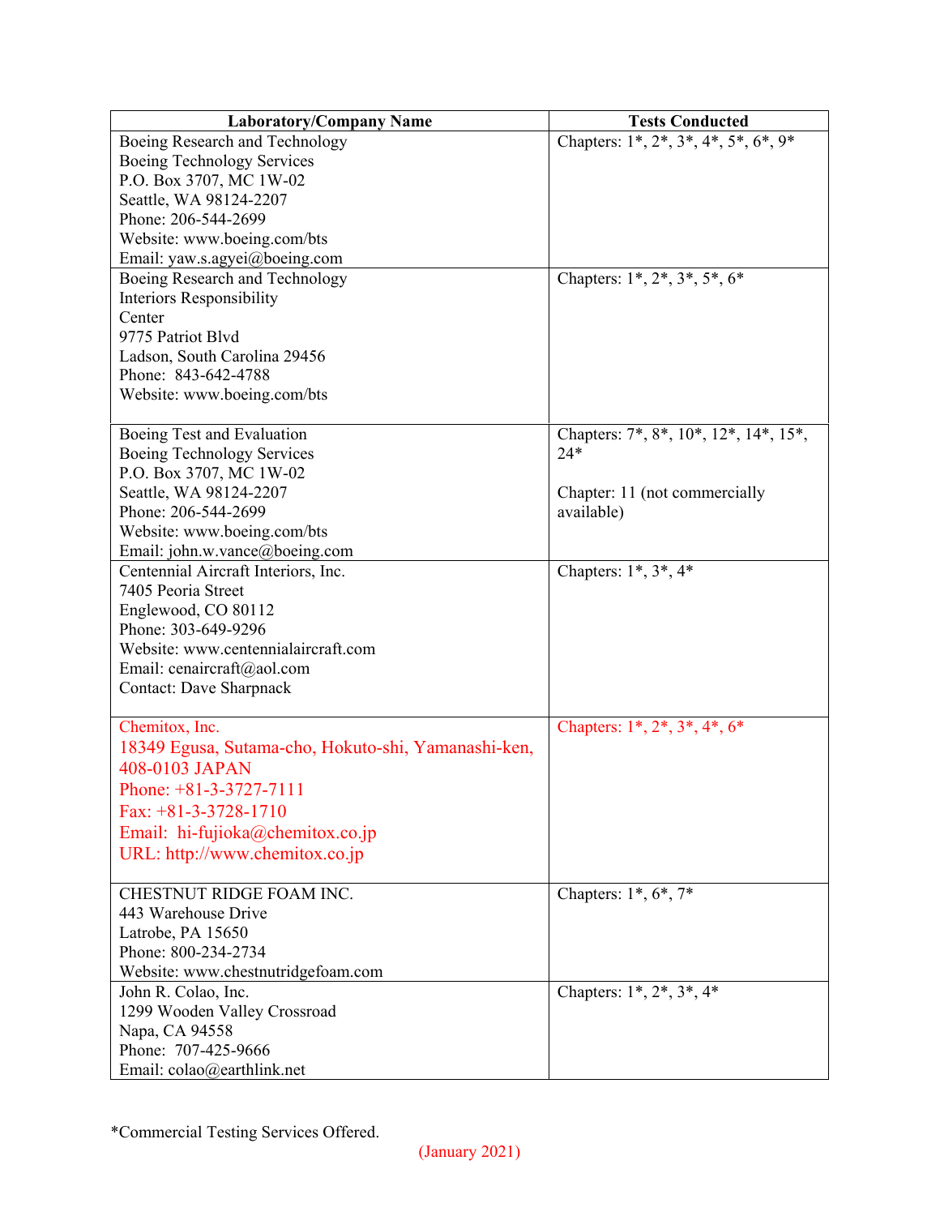| Laboratory/Company Name | Tests Conducted |
|---|---|
| Boeing Research and Technology<br>Boeing Technology Services<br>P.O. Box 3707, MC 1W-02<br>Seattle, WA 98124-2207<br>Phone: 206-544-2699<br>Website: www.boeing.com/bts<br>Email: yaw.s.agyei@boeing.com | Chapters: 1*, 2*, 3*, 4*, 5*, 6*, 9* |
| Boeing Research and Technology<br>Interiors Responsibility<br>Center<br>9775 Patriot Blvd<br>Ladson, South Carolina 29456<br>Phone: 843-642-4788<br>Website: www.boeing.com/bts | Chapters: 1*, 2*, 3*, 5*, 6* |
| Boeing Test and Evaluation<br>Boeing Technology Services<br>P.O. Box 3707, MC 1W-02<br>Seattle, WA 98124-2207<br>Phone: 206-544-2699<br>Website: www.boeing.com/bts<br>Email: john.w.vance@boeing.com | Chapters: 7*, 8*, 10*, 12*, 14*, 15*, 24*<br><br>Chapter: 11 (not commercially available) |
| Centennial Aircraft Interiors, Inc.<br>7405 Peoria Street<br>Englewood, CO 80112<br>Phone: 303-649-9296<br>Website: www.centennialaircraft.com<br>Email: cenaircraft@aol.com<br>Contact: Dave Sharpnack | Chapters: 1*, 3*, 4* |
| Chemitox, Inc.<br>18349 Egusa, Sutama-cho, Hokuto-shi, Yamanashi-ken, 408-0103 JAPAN<br>Phone: +81-3-3727-7111<br>Fax: +81-3-3728-1710<br>Email: hi-fujioka@chemitox.co.jp<br>URL: http://www.chemitox.co.jp | Chapters: 1*, 2*, 3*, 4*, 6* |
| CHESTNUT RIDGE FOAM INC.<br>443 Warehouse Drive<br>Latrobe, PA 15650<br>Phone: 800-234-2734<br>Website: www.chestnutridgefoam.com | Chapters: 1*, 6*, 7* |
| John R. Colao, Inc.<br>1299 Wooden Valley Crossroad<br>Napa, CA 94558<br>Phone: 707-425-9666<br>Email: colao@earthlink.net | Chapters: 1*, 2*, 3*, 4* |

*Commercial Testing Services Offered.

(January 2021)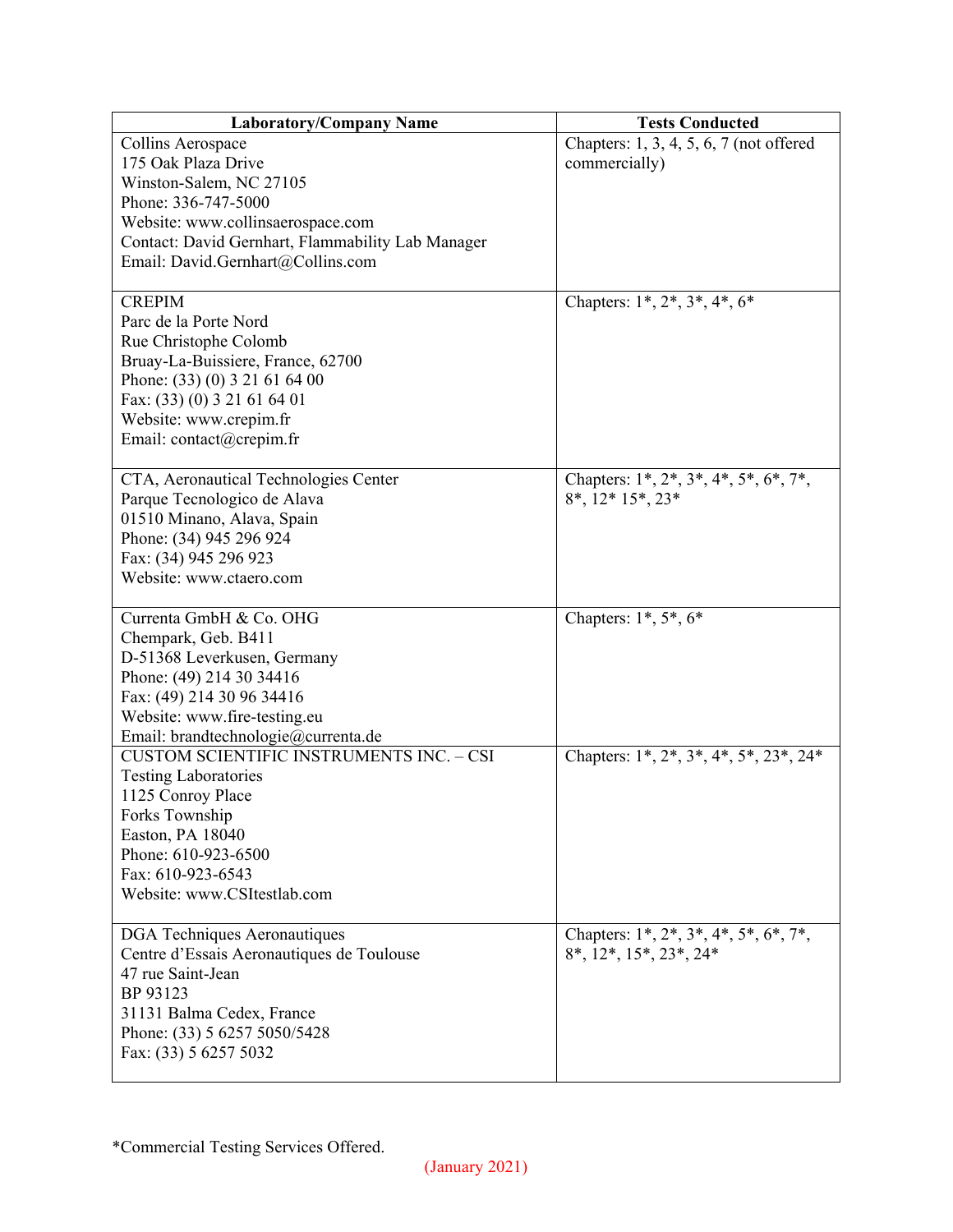| Laboratory/Company Name | Tests Conducted |
| --- | --- |
| Collins Aerospace<br>175 Oak Plaza Drive<br>Winston-Salem, NC 27105<br>Phone: 336-747-5000<br>Website: www.collinsaerospace.com<br>Contact: David Gernhart, Flammability Lab Manager<br>Email: David.Gernhart@Collins.com | Chapters: 1, 3, 4, 5, 6, 7 (not offered commercially) |
| CREPIM<br>Parc de la Porte Nord<br>Rue Christophe Colomb<br>Bruay-La-Buissiere, France, 62700<br>Phone: (33) (0) 3 21 61 64 00<br>Fax: (33) (0) 3 21 61 64 01<br>Website: www.crepim.fr<br>Email: contact@crepim.fr | Chapters: 1*, 2*, 3*, 4*, 6* |
| CTA, Aeronautical Technologies Center<br>Parque Tecnologico de Alava<br>01510 Minano, Alava, Spain<br>Phone: (34) 945 296 924<br>Fax: (34) 945 296 923<br>Website: www.ctaero.com | Chapters: 1*, 2*, 3*, 4*, 5*, 6*, 7*, 8*, 12* 15*, 23* |
| Currenta GmbH & Co. OHG<br>Chempark, Geb. B411<br>D-51368 Leverkusen, Germany<br>Phone: (49) 214 30 34416<br>Fax: (49) 214 30 96 34416<br>Website: www.fire-testing.eu<br>Email: brandtechnologie@currenta.de | Chapters: 1*, 5*, 6* |
| CUSTOM SCIENTIFIC INSTRUMENTS INC. – CSI<br>Testing Laboratories<br>1125 Conroy Place<br>Forks Township<br>Easton, PA 18040<br>Phone: 610-923-6500<br>Fax: 610-923-6543<br>Website: www.CSItestlab.com | Chapters: 1*, 2*, 3*, 4*, 5*, 23*, 24* |
| DGA Techniques Aeronautiques<br>Centre d'Essais Aeronautiques de Toulouse<br>47 rue Saint-Jean<br>BP 93123<br>31131 Balma Cedex, France<br>Phone: (33) 5 6257 5050/5428<br>Fax: (33) 5 6257 5032 | Chapters: 1*, 2*, 3*, 4*, 5*, 6*, 7*, 8*, 12*, 15*, 23*, 24* |

*Commercial Testing Services Offered.

(January 2021)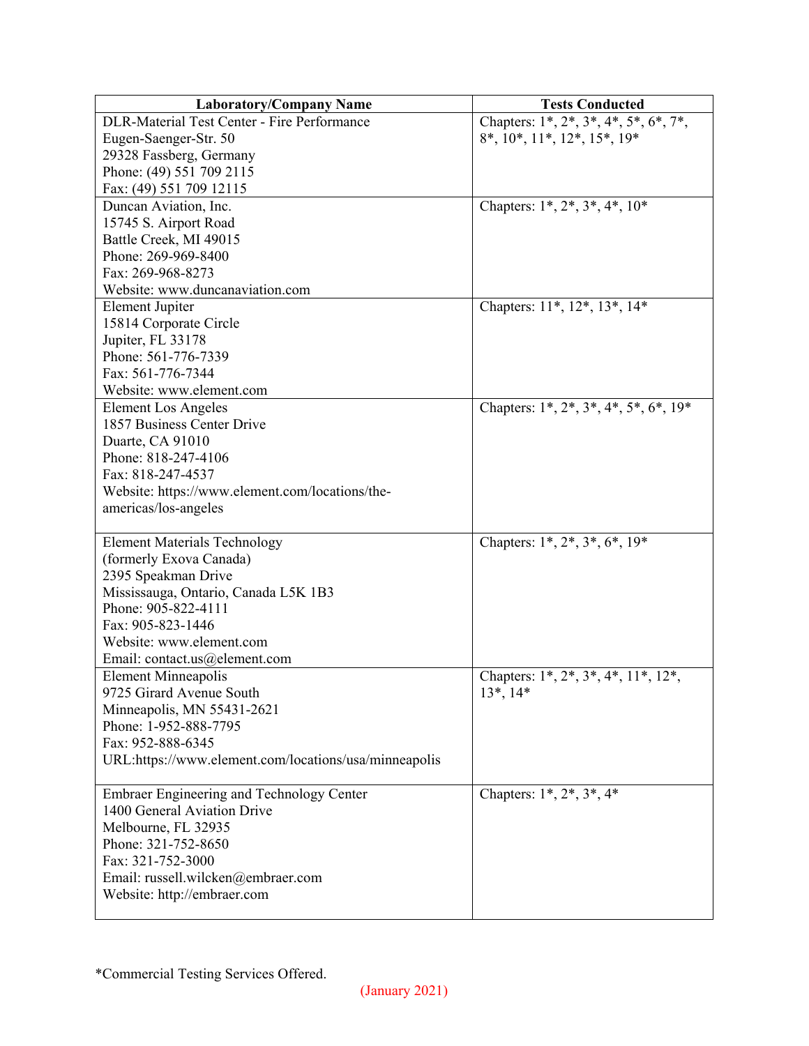| Laboratory/Company Name | Tests Conducted |
|---|---|
| DLR-Material Test Center - Fire Performance<br>Eugen-Saenger-Str. 50<br>29328 Fassberg, Germany<br>Phone: (49) 551 709 2115<br>Fax: (49) 551 709 12115 | Chapters: 1*, 2*, 3*, 4*, 5*, 6*, 7*, 8*, 10*, 11*, 12*, 15*, 19* |
| Duncan Aviation, Inc.<br>15745 S. Airport Road<br>Battle Creek, MI 49015<br>Phone: 269-969-8400<br>Fax: 269-968-8273<br>Website: www.duncanaviation.com | Chapters: 1*, 2*, 3*, 4*, 10* |
| Element Jupiter<br>15814 Corporate Circle<br>Jupiter, FL 33178<br>Phone: 561-776-7339<br>Fax: 561-776-7344<br>Website: www.element.com | Chapters: 11*, 12*, 13*, 14* |
| Element Los Angeles<br>1857 Business Center Drive<br>Duarte, CA 91010<br>Phone: 818-247-4106<br>Fax: 818-247-4537<br>Website: https://www.element.com/locations/the-americas/los-angeles | Chapters: 1*, 2*, 3*, 4*, 5*, 6*, 19* |
| Element Materials Technology<br>(formerly Exova Canada)<br>2395 Speakman Drive<br>Mississauga, Ontario, Canada L5K 1B3<br>Phone: 905-822-4111<br>Fax: 905-823-1446<br>Website: www.element.com<br>Email: contact.us@element.com | Chapters: 1*, 2*, 3*, 6*, 19* |
| Element Minneapolis<br>9725 Girard Avenue South<br>Minneapolis, MN 55431-2621<br>Phone: 1-952-888-7795<br>Fax: 952-888-6345<br>URL:https://www.element.com/locations/usa/minneapolis | Chapters: 1*, 2*, 3*, 4*, 11*, 12*, 13*, 14* |
| Embraer Engineering and Technology Center<br>1400 General Aviation Drive<br>Melbourne, FL 32935<br>Phone: 321-752-8650<br>Fax: 321-752-3000<br>Email: russell.wilcken@embraer.com<br>Website: http://embraer.com | Chapters: 1*, 2*, 3*, 4* |

*Commercial Testing Services Offered.

(January 2021)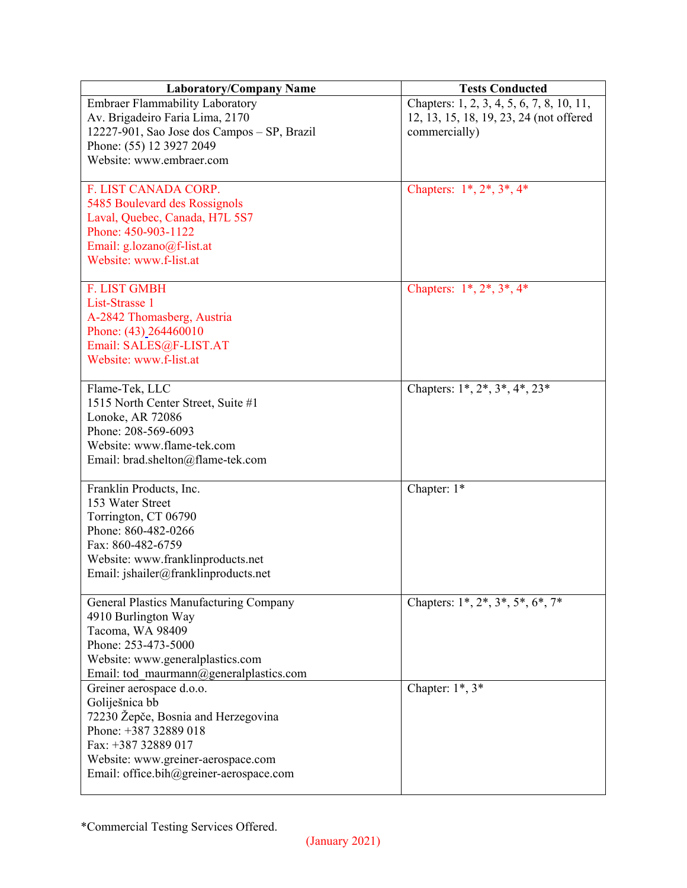| Laboratory/Company Name | Tests Conducted |
| --- | --- |
| Embraer Flammability Laboratory<br>Av. Brigadeiro Faria Lima, 2170<br>12227-901, Sao Jose dos Campos – SP, Brazil<br>Phone: (55) 12 3927 2049<br>Website: www.embraer.com | Chapters: 1, 2, 3, 4, 5, 6, 7, 8, 10, 11, 12, 13, 15, 18, 19, 23, 24 (not offered commercially) |
| F. LIST CANADA CORP.<br>5485 Boulevard des Rossignols<br>Laval, Quebec, Canada, H7L 5S7<br>Phone: 450-903-1122<br>Email: g.lozano@f-list.at<br>Website: www.f-list.at | Chapters: 1*, 2*, 3*, 4* |
| F. LIST GMBH<br>List-Strasse 1<br>A-2842 Thomasberg, Austria<br>Phone: (43) 264460010<br>Email: SALES@F-LIST.AT<br>Website: www.f-list.at | Chapters: 1*, 2*, 3*, 4* |
| Flame-Tek, LLC<br>1515 North Center Street, Suite #1<br>Lonoke, AR 72086<br>Phone: 208-569-6093<br>Website: www.flame-tek.com<br>Email: brad.shelton@flame-tek.com | Chapters: 1*, 2*, 3*, 4*, 23* |
| Franklin Products, Inc.<br>153 Water Street<br>Torrington, CT 06790<br>Phone: 860-482-0266<br>Fax: 860-482-6759<br>Website: www.franklinproducts.net<br>Email: jshailer@franklinproducts.net | Chapter: 1* |
| General Plastics Manufacturing Company<br>4910 Burlington Way<br>Tacoma, WA 98409<br>Phone: 253-473-5000<br>Website: www.generalplastics.com<br>Email: tod_maurmann@generalplastics.com | Chapters: 1*, 2*, 3*, 5*, 6*, 7* |
| Greiner aerospace d.o.o.<br>Goliješnica bb<br>72230 Žepče, Bosnia and Herzegovina<br>Phone: +387 32889 018<br>Fax: +387 32889 017<br>Website: www.greiner-aerospace.com<br>Email: office.bih@greiner-aerospace.com | Chapter: 1*, 3* |

*Commercial Testing Services Offered.

(January 2021)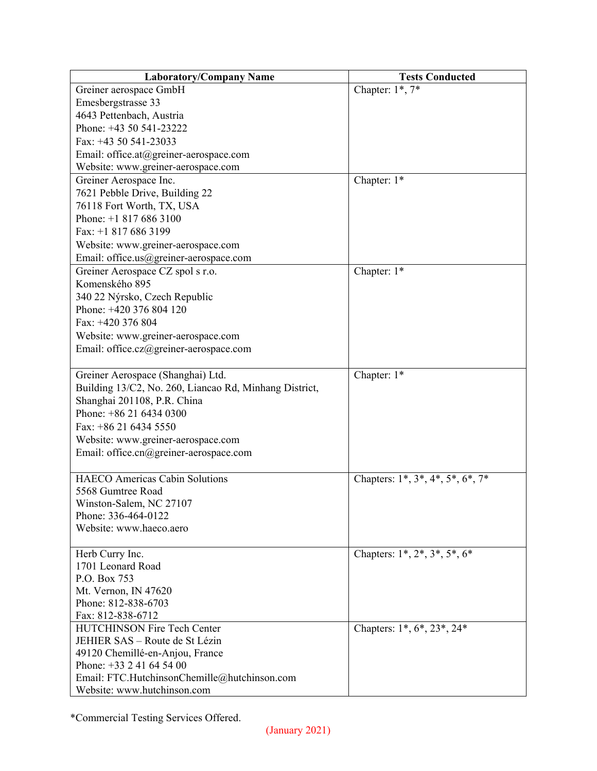| Laboratory/Company Name | Tests Conducted |
| --- | --- |
| Greiner aerospace GmbH<br>Emesbergstrasse 33<br>4643 Pettenbach, Austria<br>Phone: +43 50 541-23222<br>Fax: +43 50 541-23033<br>Email: office.at@greiner-aerospace.com<br>Website: www.greiner-aerospace.com | Chapter: 1*, 7* |
| Greiner Aerospace Inc.<br>7621 Pebble Drive, Building 22<br>76118 Fort Worth, TX, USA<br>Phone: +1 817 686 3100<br>Fax: +1 817 686 3199<br>Website: www.greiner-aerospace.com<br>Email: office.us@greiner-aerospace.com | Chapter: 1* |
| Greiner Aerospace CZ spol s r.o.<br>Komenského 895<br>340 22 Nýrsko, Czech Republic<br>Phone: +420 376 804 120<br>Fax: +420 376 804<br>Website: www.greiner-aerospace.com<br>Email: office.cz@greiner-aerospace.com | Chapter: 1* |
| Greiner Aerospace (Shanghai) Ltd.<br>Building 13/C2, No. 260, Liancao Rd, Minhang District,<br>Shanghai 201108, P.R. China<br>Phone: +86 21 6434 0300<br>Fax: +86 21 6434 5550<br>Website: www.greiner-aerospace.com<br>Email: office.cn@greiner-aerospace.com | Chapter: 1* |
| HAECO Americas Cabin Solutions<br>5568 Gumtree Road<br>Winston-Salem, NC 27107<br>Phone: 336-464-0122<br>Website: www.haeco.aero | Chapters: 1*, 3*, 4*, 5*, 6*, 7* |
| Herb Curry Inc.<br>1701 Leonard Road<br>P.O. Box 753<br>Mt. Vernon, IN 47620<br>Phone: 812-838-6703<br>Fax: 812-838-6712 | Chapters: 1*, 2*, 3*, 5*, 6* |
| HUTCHINSON Fire Tech Center<br>JEHIER SAS – Route de St Lézin<br>49120 Chemillé-en-Anjou, France<br>Phone: +33 2 41 64 54 00<br>Email: FTC.HutchinsonChemille@hutchinson.com<br>Website: www.hutchinson.com | Chapters: 1*, 6*, 23*, 24* |

*Commercial Testing Services Offered.

(January 2021)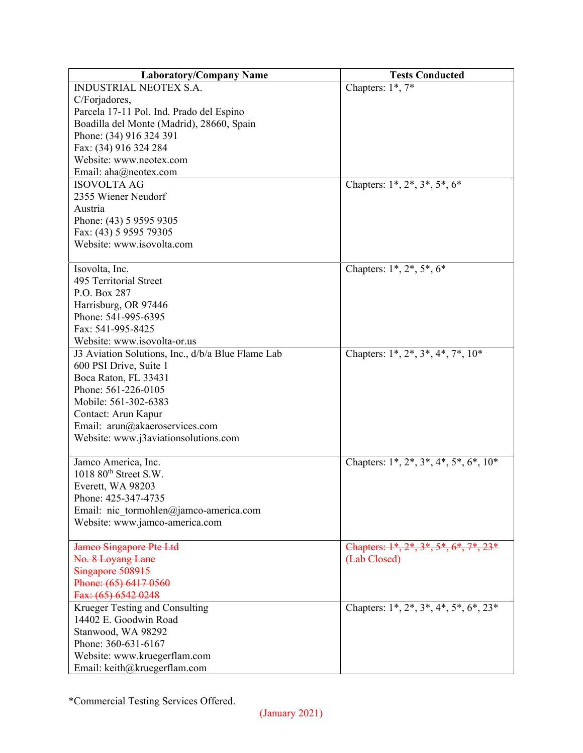| Laboratory/Company Name | Tests Conducted |
|---|---|
| INDUSTRIAL NEOTEX S.A.<br>C/Forjadores,<br>Parcela 17-11 Pol. Ind. Prado del Espino<br>Boadilla del Monte (Madrid), 28660, Spain<br>Phone: (34) 916 324 391<br>Fax: (34) 916 324 284<br>Website: www.neotex.com<br>Email: aha@neotex.com | Chapters: 1*, 7* |
| ISOVOLTA AG<br>2355 Wiener Neudorf<br>Austria<br>Phone: (43) 5 9595 9305<br>Fax: (43) 5 9595 79305<br>Website: www.isovolta.com | Chapters: 1*, 2*, 3*, 5*, 6* |
| Isovolta, Inc.<br>495 Territorial Street<br>P.O. Box 287<br>Harrisburg, OR 97446<br>Phone: 541-995-6395<br>Fax: 541-995-8425<br>Website: www.isovolta-or.us | Chapters: 1*, 2*, 5*, 6* |
| J3 Aviation Solutions, Inc., d/b/a Blue Flame Lab<br>600 PSI Drive, Suite 1<br>Boca Raton, FL 33431<br>Phone: 561-226-0105<br>Mobile: 561-302-6383<br>Contact: Arun Kapur<br>Email: arun@akaeroservices.com<br>Website: www.j3aviationsolutions.com | Chapters: 1*, 2*, 3*, 4*, 7*, 10* |
| Jamco America, Inc.<br>1018 80th Street S.W.<br>Everett, WA 98203<br>Phone: 425-347-4735<br>Email: nic_tormohlen@jamco-america.com<br>Website: www.jamco-america.com | Chapters: 1*, 2*, 3*, 4*, 5*, 6*, 10* |
| ~~Jamco Singapore Pte Ltd~~<br>~~No. 8 Loyang Lane~~<br>~~Singapore 508915~~<br>~~Phone: (65) 6417 0560~~<br>~~Fax: (65) 6542 0248~~ | ~~Chapters: 1*, 2*, 3*, 5*, 6*, 7*, 23*~~<br>(Lab Closed) |
| Krueger Testing and Consulting<br>14402 E. Goodwin Road<br>Stanwood, WA 98292<br>Phone: 360-631-6167<br>Website: www.kruegerflam.com<br>Email: keith@kruegerflam.com | Chapters: 1*, 2*, 3*, 4*, 5*, 6*, 23* |

*Commercial Testing Services Offered.

(January 2021)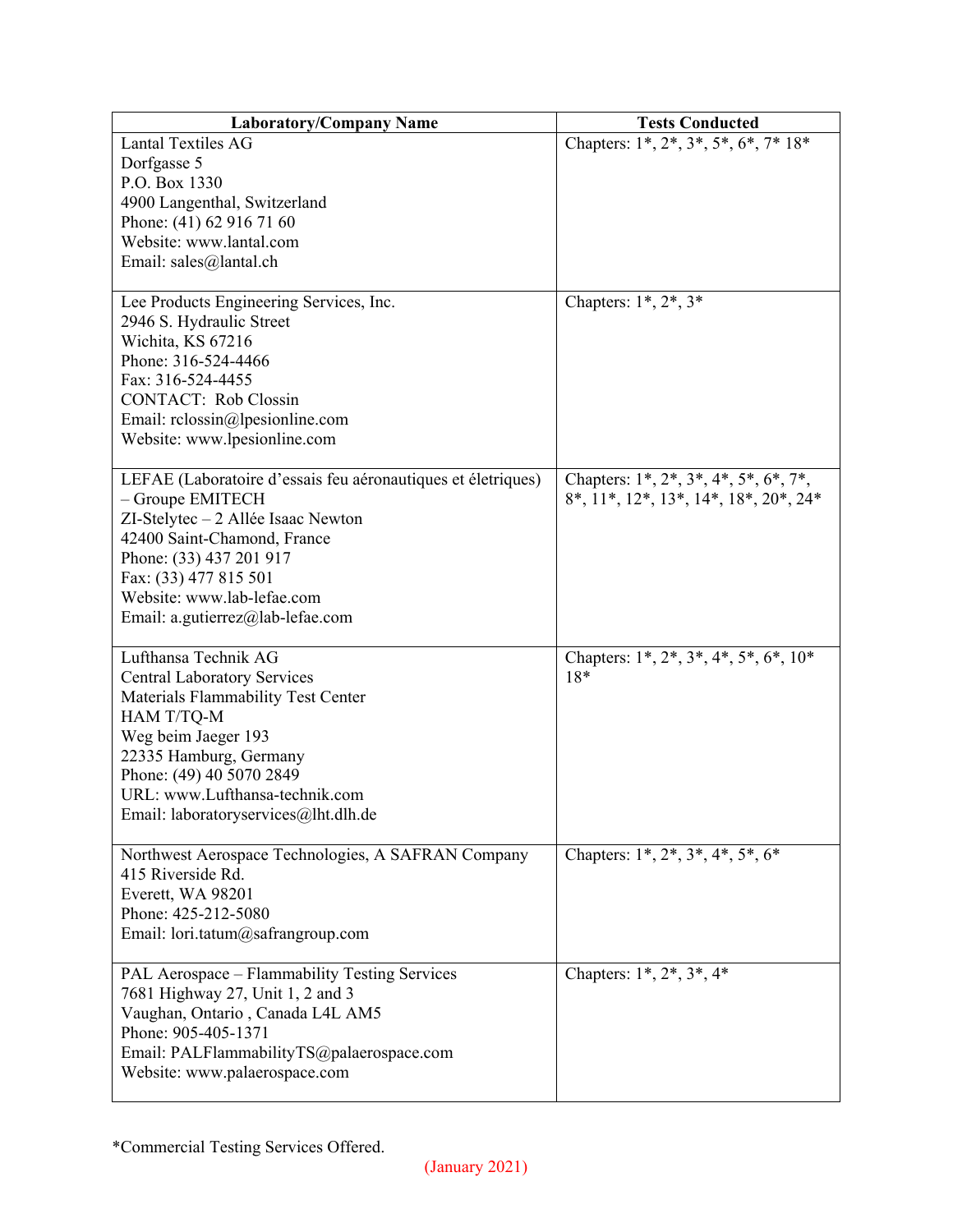| Laboratory/Company Name | Tests Conducted |
|---|---|
| Lantal Textiles AG<br>Dorfgasse 5<br>P.O. Box 1330<br>4900 Langenthal, Switzerland<br>Phone: (41) 62 916 71 60<br>Website: www.lantal.com<br>Email: sales@lantal.ch | Chapters: 1*, 2*, 3*, 5*, 6*, 7* 18* |
| Lee Products Engineering Services, Inc.<br>2946 S. Hydraulic Street<br>Wichita, KS 67216<br>Phone: 316-524-4466<br>Fax: 316-524-4455<br>CONTACT: Rob Clossin<br>Email: rclossin@lpesionline.com<br>Website: www.lpesionline.com | Chapters: 1*, 2*, 3* |
| LEFAE (Laboratoire d'essais feu aéronautiques et életriques) – Groupe EMITECH<br>ZI-Stelytec – 2 Allée Isaac Newton<br>42400 Saint-Chamond, France<br>Phone: (33) 437 201 917<br>Fax: (33) 477 815 501<br>Website: www.lab-lefae.com<br>Email: a.gutierrez@lab-lefae.com | Chapters: 1*, 2*, 3*, 4*, 5*, 6*, 7*, 8*, 11*, 12*, 13*, 14*, 18*, 20*, 24* |
| Lufthansa Technik AG<br>Central Laboratory Services<br>Materials Flammability Test Center<br>HAM T/TQ-M<br>Weg beim Jaeger 193<br>22335 Hamburg, Germany<br>Phone: (49) 40 5070 2849<br>URL: www.Lufthansa-technik.com<br>Email: laboratoryservices@lht.dlh.de | Chapters: 1*, 2*, 3*, 4*, 5*, 6*, 10* 18* |
| Northwest Aerospace Technologies, A SAFRAN Company<br>415 Riverside Rd.<br>Everett, WA 98201<br>Phone: 425-212-5080<br>Email: lori.tatum@safrangroup.com | Chapters: 1*, 2*, 3*, 4*, 5*, 6* |
| PAL Aerospace – Flammability Testing Services<br>7681 Highway 27, Unit 1, 2 and 3<br>Vaughan, Ontario , Canada L4L AM5<br>Phone: 905-405-1371<br>Email: PALFlammabilityTS@palaerospace.com<br>Website: www.palaerospace.com | Chapters: 1*, 2*, 3*, 4* |

*Commercial Testing Services Offered.

(January 2021)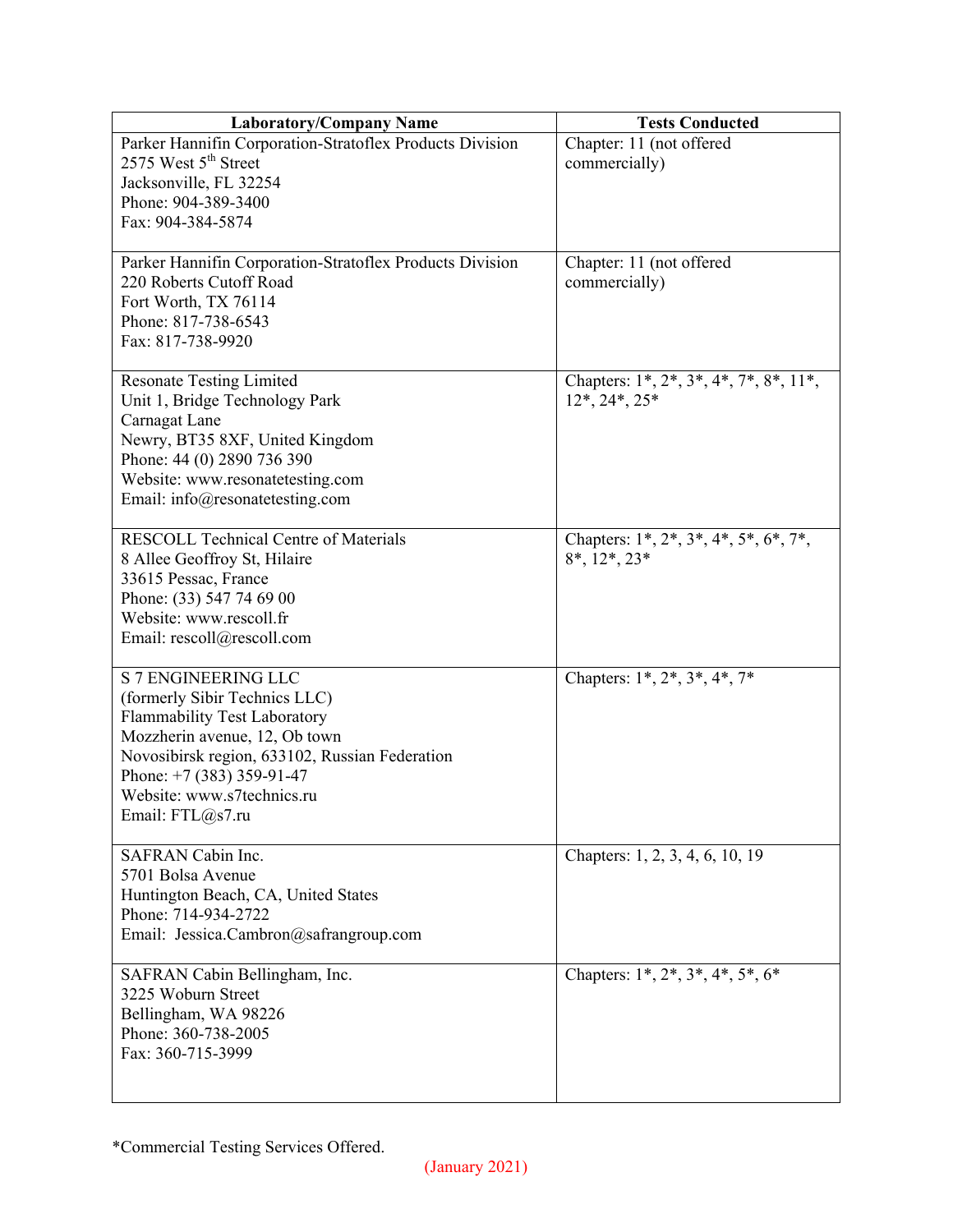| Laboratory/Company Name | Tests Conducted |
| --- | --- |
| Parker Hannifin Corporation-Stratoflex Products Division<br>2575 West 5th Street<br>Jacksonville, FL 32254<br>Phone: 904-389-3400<br>Fax: 904-384-5874 | Chapter: 11 (not offered commercially) |
| Parker Hannifin Corporation-Stratoflex Products Division<br>220 Roberts Cutoff Road<br>Fort Worth, TX 76114<br>Phone: 817-738-6543<br>Fax: 817-738-9920 | Chapter: 11 (not offered commercially) |
| Resonate Testing Limited<br>Unit 1, Bridge Technology Park<br>Carnagat Lane<br>Newry, BT35 8XF, United Kingdom<br>Phone: 44 (0) 2890 736 390<br>Website: www.resonatetesting.com<br>Email: info@resonatetesting.com | Chapters: 1*, 2*, 3*, 4*, 7*, 8*, 11*, 12*, 24*, 25* |
| RESCOLL Technical Centre of Materials<br>8 Allee Geoffroy St, Hilaire<br>33615 Pessac, France<br>Phone: (33) 547 74 69 00<br>Website: www.rescoll.fr<br>Email: rescoll@rescoll.com | Chapters: 1*, 2*, 3*, 4*, 5*, 6*, 7*, 8*, 12*, 23* |
| S 7 ENGINEERING LLC<br>(formerly Sibir Technics LLC)<br>Flammability Test Laboratory<br>Mozzherin avenue, 12, Ob town<br>Novosibirsk region, 633102, Russian Federation<br>Phone: +7 (383) 359-91-47<br>Website: www.s7technics.ru<br>Email: FTL@s7.ru | Chapters: 1*, 2*, 3*, 4*, 7* |
| SAFRAN Cabin Inc.<br>5701 Bolsa Avenue<br>Huntington Beach, CA, United States<br>Phone: 714-934-2722<br>Email: Jessica.Cambron@safrangroup.com | Chapters: 1, 2, 3, 4, 6, 10, 19 |
| SAFRAN Cabin Bellingham, Inc.<br>3225 Woburn Street<br>Bellingham, WA 98226<br>Phone: 360-738-2005<br>Fax: 360-715-3999 | Chapters: 1*, 2*, 3*, 4*, 5*, 6* |

*Commercial Testing Services Offered.

(January 2021)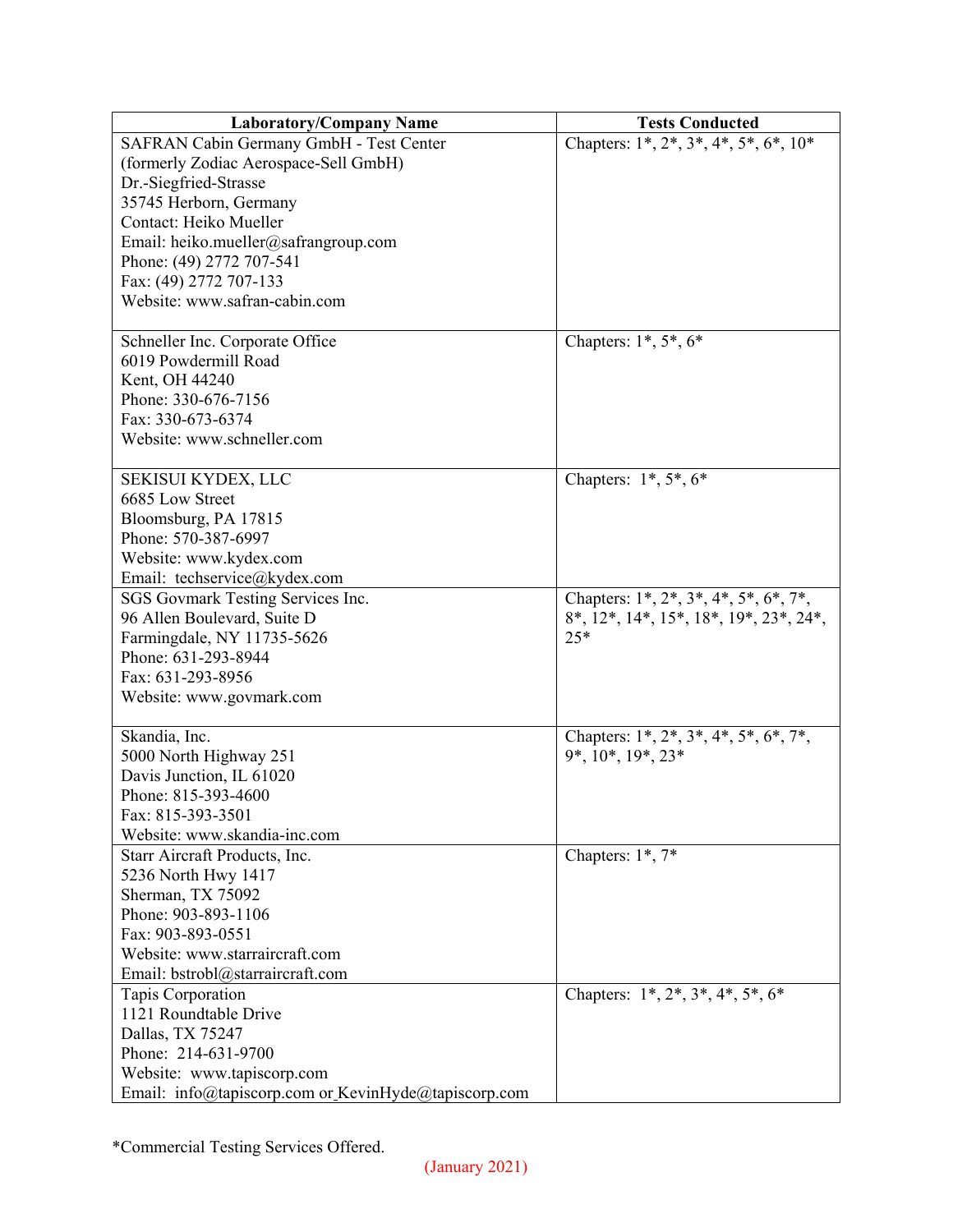| Laboratory/Company Name | Tests Conducted |
|---|---|
| SAFRAN Cabin Germany GmbH - Test Center<br>(formerly Zodiac Aerospace-Sell GmbH)<br>Dr.-Siegfried-Strasse<br>35745 Herborn, Germany<br>Contact: Heiko Mueller<br>Email: heiko.mueller@safrangroup.com<br>Phone: (49) 2772 707-541<br>Fax: (49) 2772 707-133<br>Website: www.safran-cabin.com | Chapters: 1*, 2*, 3*, 4*, 5*, 6*, 10* |
| Schneller Inc. Corporate Office<br>6019 Powdermill Road<br>Kent, OH 44240<br>Phone: 330-676-7156<br>Fax: 330-673-6374<br>Website: www.schneller.com | Chapters: 1*, 5*, 6* |
| SEKISUI KYDEX, LLC<br>6685 Low Street<br>Bloomsburg, PA 17815<br>Phone: 570-387-6997<br>Website: www.kydex.com<br>Email: techservice@kydex.com | Chapters: 1*, 5*, 6* |
| SGS Govmark Testing Services Inc.<br>96 Allen Boulevard, Suite D<br>Farmingdale, NY 11735-5626<br>Phone: 631-293-8944<br>Fax: 631-293-8956<br>Website: www.govmark.com | Chapters: 1*, 2*, 3*, 4*, 5*, 6*, 7*, 8*, 12*, 14*, 15*, 18*, 19*, 23*, 24*, 25* |
| Skandia, Inc.<br>5000 North Highway 251<br>Davis Junction, IL 61020<br>Phone: 815-393-4600<br>Fax: 815-393-3501<br>Website: www.skandia-inc.com | Chapters: 1*, 2*, 3*, 4*, 5*, 6*, 7*, 9*, 10*, 19*, 23* |
| Starr Aircraft Products, Inc.<br>5236 North Hwy 1417<br>Sherman, TX 75092<br>Phone: 903-893-1106<br>Fax: 903-893-0551<br>Website: www.starraircraft.com<br>Email: bstrobl@starraircraft.com | Chapters: 1*, 7* |
| Tapis Corporation<br>1121 Roundtable Drive<br>Dallas, TX 75247<br>Phone: 214-631-9700<br>Website: www.tapiscorp.com<br>Email: info@tapiscorp.com or KevinHyde@tapiscorp.com | Chapters: 1*, 2*, 3*, 4*, 5*, 6* |

*Commercial Testing Services Offered.

(January 2021)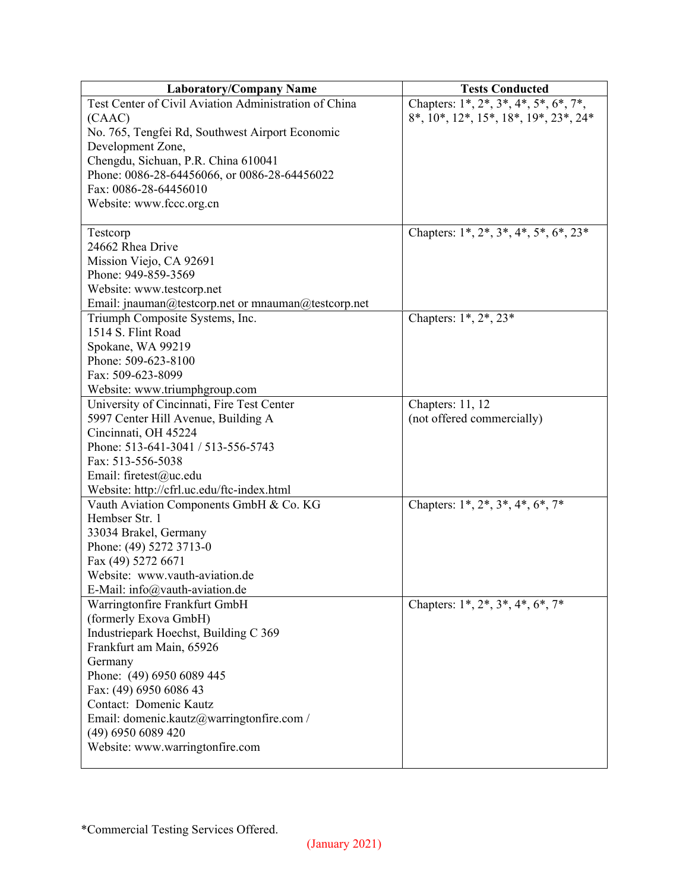| Laboratory/Company Name | Tests Conducted |
|---|---|
| Test Center of Civil Aviation Administration of China (CAAC)<br>No. 765, Tengfei Rd, Southwest Airport Economic Development Zone,<br>Chengdu, Sichuan, P.R. China 610041<br>Phone: 0086-28-64456066, or 0086-28-64456022<br>Fax: 0086-28-64456010<br>Website: www.fccc.org.cn | Chapters: 1*, 2*, 3*, 4*, 5*, 6*, 7*, 8*, 10*, 12*, 15*, 18*, 19*, 23*, 24* |
| Testcorp<br>24662 Rhea Drive<br>Mission Viejo, CA 92691<br>Phone: 949-859-3569<br>Website: www.testcorp.net<br>Email: jnauman@testcorp.net or mnauman@testcorp.net | Chapters: 1*, 2*, 3*, 4*, 5*, 6*, 23* |
| Triumph Composite Systems, Inc.<br>1514 S. Flint Road<br>Spokane, WA 99219<br>Phone: 509-623-8100<br>Fax: 509-623-8099<br>Website: www.triumphgroup.com | Chapters: 1*, 2*, 23* |
| University of Cincinnati, Fire Test Center<br>5997 Center Hill Avenue, Building A<br>Cincinnati, OH 45224<br>Phone: 513-641-3041 / 513-556-5743<br>Fax: 513-556-5038<br>Email: firetest@uc.edu<br>Website: http://cfrl.uc.edu/ftc-index.html | Chapters: 11, 12<br>(not offered commercially) |
| Vauth Aviation Components GmbH & Co. KG<br>Hembser Str. 1<br>33034 Brakel, Germany<br>Phone: (49) 5272 3713-0<br>Fax (49) 5272 6671<br>Website: www.vauth-aviation.de<br>E-Mail: info@vauth-aviation.de | Chapters: 1*, 2*, 3*, 4*, 6*, 7* |
| Warringtonfire Frankfurt GmbH<br>(formerly Exova GmbH)<br>Industriepark Hoechst, Building C 369<br>Frankfurt am Main, 65926<br>Germany<br>Phone: (49) 6950 6089 445<br>Fax: (49) 6950 6086 43<br>Contact: Domenic Kautz<br>Email: domenic.kautz@warringtonfire.com /<br>(49) 6950 6089 420<br>Website: www.warringtonfire.com | Chapters: 1*, 2*, 3*, 4*, 6*, 7* |

*Commercial Testing Services Offered.

(January 2021)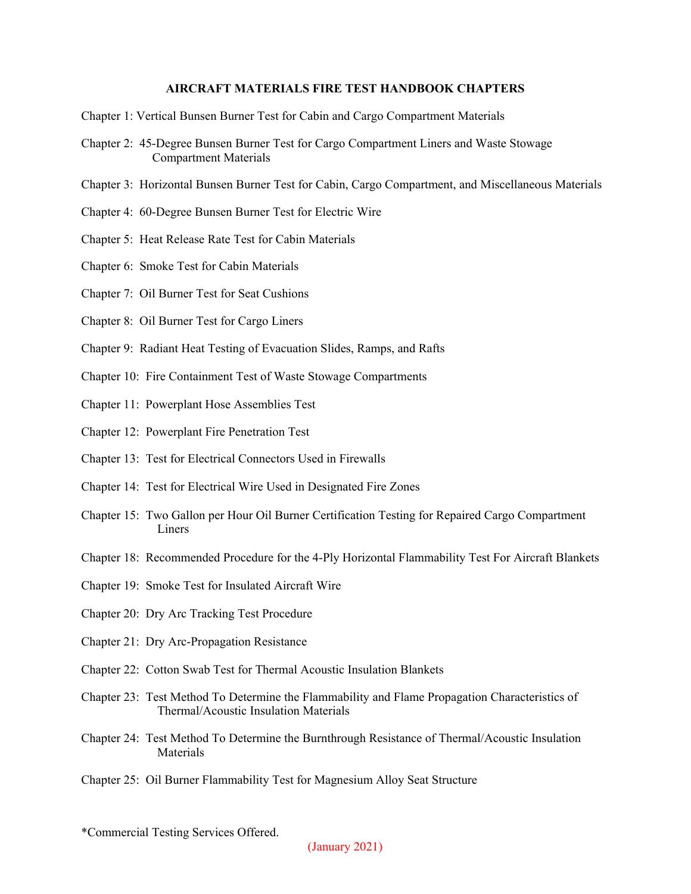**AIRCRAFT MATERIALS FIRE TEST HANDBOOK CHAPTERS**

Chapter 1: Vertical Bunsen Burner Test for Cabin and Cargo Compartment Materials

Chapter 2: 45-Degree Bunsen Burner Test for Cargo Compartment Liners and Waste Stowage Compartment Materials

Chapter 3: Horizontal Bunsen Burner Test for Cabin, Cargo Compartment, and Miscellaneous Materials

Chapter 4: 60-Degree Bunsen Burner Test for Electric Wire

Chapter 5: Heat Release Rate Test for Cabin Materials

Chapter 6: Smoke Test for Cabin Materials

Chapter 7: Oil Burner Test for Seat Cushions

Chapter 8: Oil Burner Test for Cargo Liners

Chapter 9: Radiant Heat Testing of Evacuation Slides, Ramps, and Rafts

Chapter 10: Fire Containment Test of Waste Stowage Compartments

Chapter 11: Powerplant Hose Assemblies Test

Chapter 12: Powerplant Fire Penetration Test

Chapter 13: Test for Electrical Connectors Used in Firewalls

Chapter 14: Test for Electrical Wire Used in Designated Fire Zones

Chapter 15: Two Gallon per Hour Oil Burner Certification Testing for Repaired Cargo Compartment Liners

Chapter 18: Recommended Procedure for the 4-Ply Horizontal Flammability Test For Aircraft Blankets

Chapter 19: Smoke Test for Insulated Aircraft Wire

Chapter 20: Dry Arc Tracking Test Procedure

Chapter 21: Dry Arc-Propagation Resistance

Chapter 22: Cotton Swab Test for Thermal Acoustic Insulation Blankets

Chapter 23: Test Method To Determine the Flammability and Flame Propagation Characteristics of Thermal/Acoustic Insulation Materials

Chapter 24: Test Method To Determine the Burnthrough Resistance of Thermal/Acoustic Insulation Materials

Chapter 25: Oil Burner Flammability Test for Magnesium Alloy Seat Structure

*Commercial Testing Services Offered.

(January 2021)